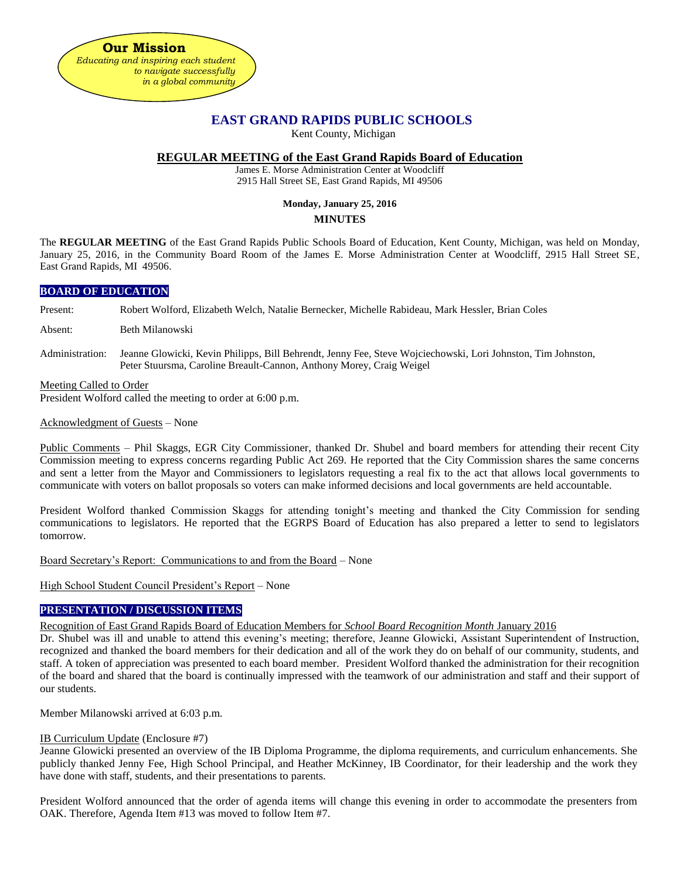**Our Mission**

*Educating and inspiring each student to navigate successfully in a global community*

# EAST GRAND RAPIDS PUBLIC SCHOOLS

Kent County, Michigan

## REGULAR MEETING of the East Grand Rapids Board of Education

James E. Morse Administration Center at Woodcliff
2915 Hall Street SE, East Grand Rapids, MI 49506

**Monday, January 25, 2016**

**MINUTES**

The **REGULAR MEETING** of the East Grand Rapids Public Schools Board of Education, Kent County, Michigan, was held on Monday, January 25, 2016, in the Community Board Room of the James E. Morse Administration Center at Woodcliff, 2915 Hall Street SE, East Grand Rapids, MI 49506.

### BOARD OF EDUCATION

Present: Robert Wolford, Elizabeth Welch, Natalie Bernecker, Michelle Rabideau, Mark Hessler, Brian Coles

Absent: Beth Milanowski

Administration: Jeanne Glowicki, Kevin Philipps, Bill Behrendt, Jenny Fee, Steve Wojciechowski, Lori Johnston, Tim Johnston, Peter Stuursma, Caroline Breault-Cannon, Anthony Morey, Craig Weigel

Meeting Called to Order
President Wolford called the meeting to order at 6:00 p.m.

Acknowledgment of Guests – None

Public Comments – Phil Skaggs, EGR City Commissioner, thanked Dr. Shubel and board members for attending their recent City Commission meeting to express concerns regarding Public Act 269. He reported that the City Commission shares the same concerns and sent a letter from the Mayor and Commissioners to legislators requesting a real fix to the act that allows local governments to communicate with voters on ballot proposals so voters can make informed decisions and local governments are held accountable.

President Wolford thanked Commission Skaggs for attending tonight's meeting and thanked the City Commission for sending communications to legislators. He reported that the EGRPS Board of Education has also prepared a letter to send to legislators tomorrow.

Board Secretary's Report: Communications to and from the Board – None

High School Student Council President's Report – None

### PRESENTATION / DISCUSSION ITEMS

Recognition of East Grand Rapids Board of Education Members for *School Board Recognition Month* January 2016
Dr. Shubel was ill and unable to attend this evening's meeting; therefore, Jeanne Glowicki, Assistant Superintendent of Instruction, recognized and thanked the board members for their dedication and all of the work they do on behalf of our community, students, and staff. A token of appreciation was presented to each board member. President Wolford thanked the administration for their recognition of the board and shared that the board is continually impressed with the teamwork of our administration and staff and their support of our students.

Member Milanowski arrived at 6:03 p.m.

IB Curriculum Update (Enclosure #7)
Jeanne Glowicki presented an overview of the IB Diploma Programme, the diploma requirements, and curriculum enhancements. She publicly thanked Jenny Fee, High School Principal, and Heather McKinney, IB Coordinator, for their leadership and the work they have done with staff, students, and their presentations to parents.

President Wolford announced that the order of agenda items will change this evening in order to accommodate the presenters from OAK. Therefore, Agenda Item #13 was moved to follow Item #7.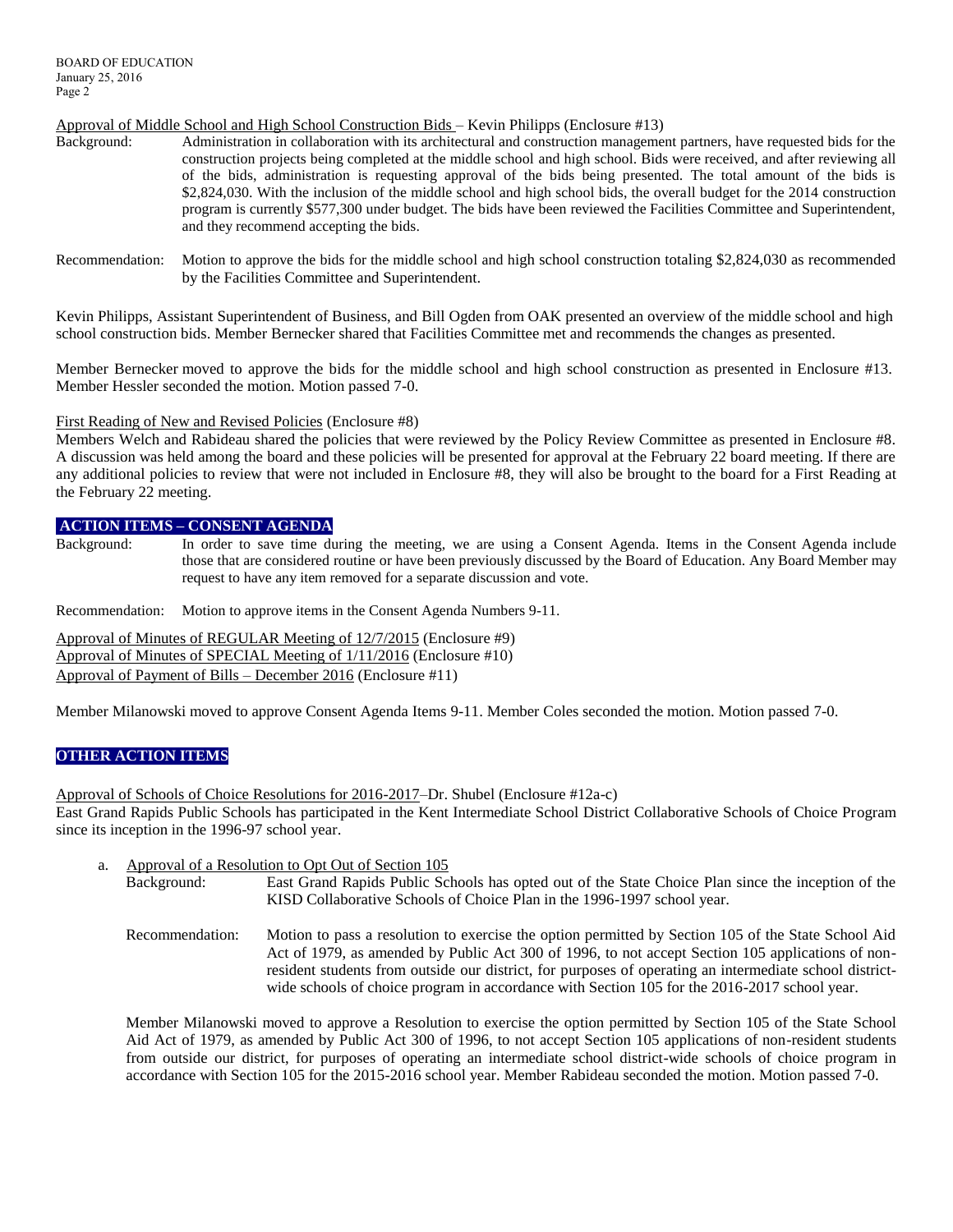Approval of Middle School and High School Construction Bids – Kevin Philipps (Enclosure #13)

Background: Administration in collaboration with its architectural and construction management partners, have requested bids for the construction projects being completed at the middle school and high school. Bids were received, and after reviewing all of the bids, administration is requesting approval of the bids being presented. The total amount of the bids is $2,824,030. With the inclusion of the middle school and high school bids, the overall budget for the 2014 construction program is currently $577,300 under budget. The bids have been reviewed the Facilities Committee and Superintendent, and they recommend accepting the bids.

Recommendation: Motion to approve the bids for the middle school and high school construction totaling $2,824,030 as recommended by the Facilities Committee and Superintendent.

Kevin Philipps, Assistant Superintendent of Business, and Bill Ogden from OAK presented an overview of the middle school and high school construction bids. Member Bernecker shared that Facilities Committee met and recommends the changes as presented.

Member Bernecker moved to approve the bids for the middle school and high school construction as presented in Enclosure #13. Member Hessler seconded the motion. Motion passed 7-0.

First Reading of New and Revised Policies (Enclosure #8)

Members Welch and Rabideau shared the policies that were reviewed by the Policy Review Committee as presented in Enclosure #8. A discussion was held among the board and these policies will be presented for approval at the February 22 board meeting. If there are any additional policies to review that were not included in Enclosure #8, they will also be brought to the board for a First Reading at the February 22 meeting.

## ACTION ITEMS – CONSENT AGENDA

Background: In order to save time during the meeting, we are using a Consent Agenda. Items in the Consent Agenda include those that are considered routine or have been previously discussed by the Board of Education. Any Board Member may request to have any item removed for a separate discussion and vote.

Recommendation: Motion to approve items in the Consent Agenda Numbers 9-11.

Approval of Minutes of REGULAR Meeting of 12/7/2015 (Enclosure #9)
Approval of Minutes of SPECIAL Meeting of 1/11/2016 (Enclosure #10)
Approval of Payment of Bills – December 2016 (Enclosure #11)

Member Milanowski moved to approve Consent Agenda Items 9-11. Member Coles seconded the motion. Motion passed 7-0.

## OTHER ACTION ITEMS

Approval of Schools of Choice Resolutions for 2016-2017–Dr. Shubel (Enclosure #12a-c)

East Grand Rapids Public Schools has participated in the Kent Intermediate School District Collaborative Schools of Choice Program since its inception in the 1996-97 school year.

a. Approval of a Resolution to Opt Out of Section 105

   Background: East Grand Rapids Public Schools has opted out of the State Choice Plan since the inception of the KISD Collaborative Schools of Choice Plan in the 1996-1997 school year.

   Recommendation: Motion to pass a resolution to exercise the option permitted by Section 105 of the State School Aid Act of 1979, as amended by Public Act 300 of 1996, to not accept Section 105 applications of non-resident students from outside our district, for purposes of operating an intermediate school district-wide schools of choice program in accordance with Section 105 for the 2016-2017 school year.

   Member Milanowski moved to approve a Resolution to exercise the option permitted by Section 105 of the State School Aid Act of 1979, as amended by Public Act 300 of 1996, to not accept Section 105 applications of non-resident students from outside our district, for purposes of operating an intermediate school district-wide schools of choice program in accordance with Section 105 for the 2015-2016 school year. Member Rabideau seconded the motion. Motion passed 7-0.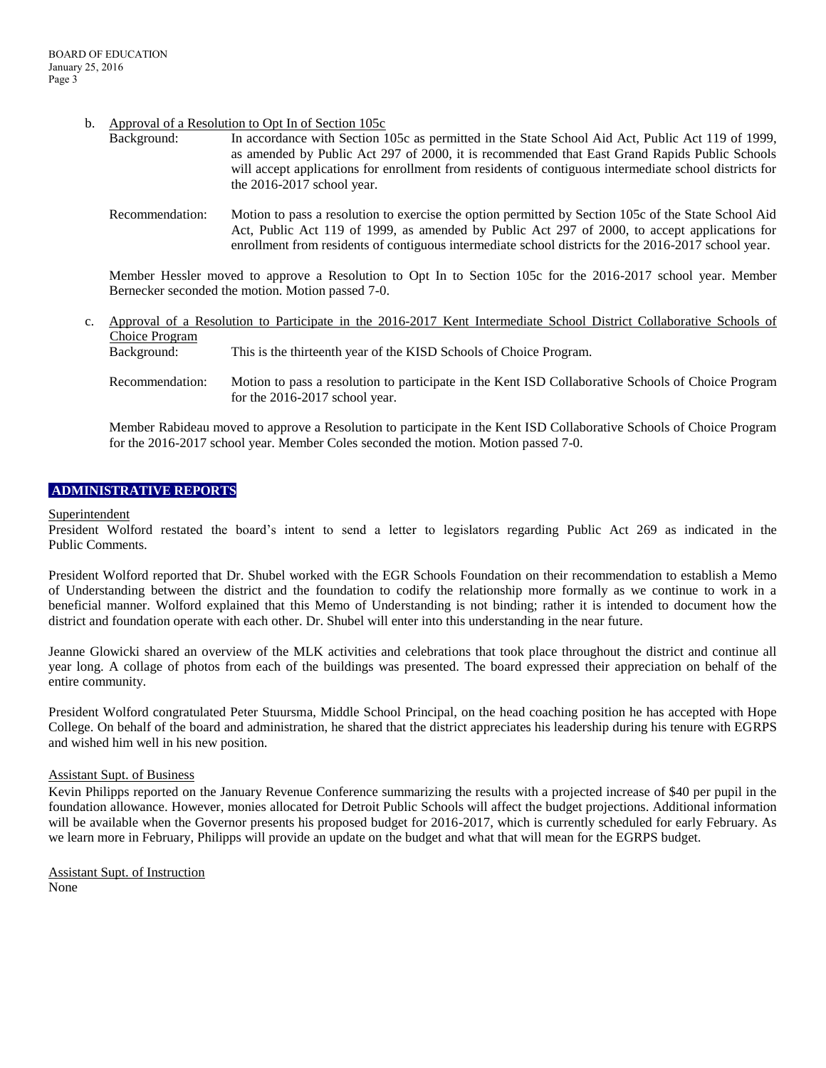b. Approval of a Resolution to Opt In of Section 105c

Background: In accordance with Section 105c as permitted in the State School Aid Act, Public Act 119 of 1999, as amended by Public Act 297 of 2000, it is recommended that East Grand Rapids Public Schools will accept applications for enrollment from residents of contiguous intermediate school districts for the 2016-2017 school year.

Recommendation: Motion to pass a resolution to exercise the option permitted by Section 105c of the State School Aid Act, Public Act 119 of 1999, as amended by Public Act 297 of 2000, to accept applications for enrollment from residents of contiguous intermediate school districts for the 2016-2017 school year.

Member Hessler moved to approve a Resolution to Opt In to Section 105c for the 2016-2017 school year. Member Bernecker seconded the motion. Motion passed 7-0.

c. Approval of a Resolution to Participate in the 2016-2017 Kent Intermediate School District Collaborative Schools of Choice Program

Background: This is the thirteenth year of the KISD Schools of Choice Program.

Recommendation: Motion to pass a resolution to participate in the Kent ISD Collaborative Schools of Choice Program for the 2016-2017 school year.

Member Rabideau moved to approve a Resolution to participate in the Kent ISD Collaborative Schools of Choice Program for the 2016-2017 school year. Member Coles seconded the motion. Motion passed 7-0.

## ADMINISTRATIVE REPORTS

Superintendent

President Wolford restated the board's intent to send a letter to legislators regarding Public Act 269 as indicated in the Public Comments.

President Wolford reported that Dr. Shubel worked with the EGR Schools Foundation on their recommendation to establish a Memo of Understanding between the district and the foundation to codify the relationship more formally as we continue to work in a beneficial manner. Wolford explained that this Memo of Understanding is not binding; rather it is intended to document how the district and foundation operate with each other. Dr. Shubel will enter into this understanding in the near future.

Jeanne Glowicki shared an overview of the MLK activities and celebrations that took place throughout the district and continue all year long. A collage of photos from each of the buildings was presented. The board expressed their appreciation on behalf of the entire community.

President Wolford congratulated Peter Stuursma, Middle School Principal, on the head coaching position he has accepted with Hope College. On behalf of the board and administration, he shared that the district appreciates his leadership during his tenure with EGRPS and wished him well in his new position.

Assistant Supt. of Business

Kevin Philipps reported on the January Revenue Conference summarizing the results with a projected increase of $40 per pupil in the foundation allowance. However, monies allocated for Detroit Public Schools will affect the budget projections. Additional information will be available when the Governor presents his proposed budget for 2016-2017, which is currently scheduled for early February. As we learn more in February, Philipps will provide an update on the budget and what that will mean for the EGRPS budget.

Assistant Supt. of Instruction

None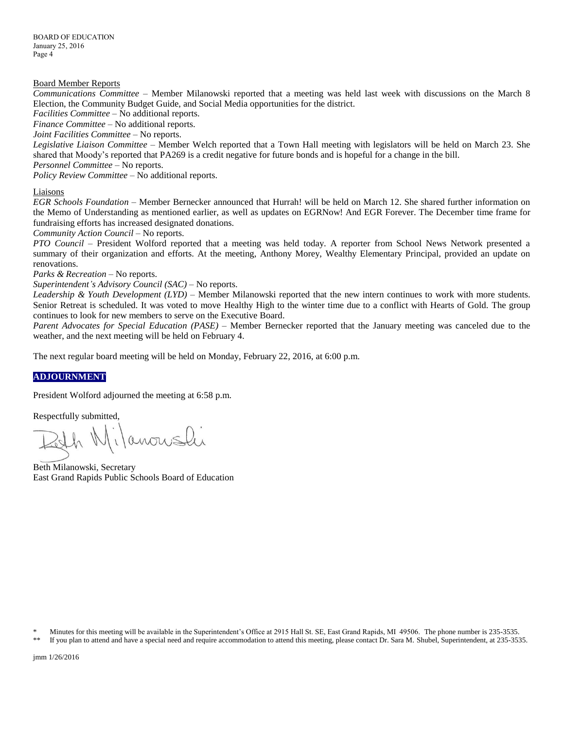Board Member Reports

*Communications Committee* – Member Milanowski reported that a meeting was held last week with discussions on the March 8 Election, the Community Budget Guide, and Social Media opportunities for the district.

*Facilities Committee* – No additional reports.

*Finance Committee* – No additional reports.

*Joint Facilities Committee* – No reports.

*Legislative Liaison Committee* – Member Welch reported that a Town Hall meeting with legislators will be held on March 23. She shared that Moody's reported that PA269 is a credit negative for future bonds and is hopeful for a change in the bill.

*Personnel Committee* – No reports.

*Policy Review Committee* – No additional reports.

Liaisons

*EGR Schools Foundation* – Member Bernecker announced that Hurrah! will be held on March 12. She shared further information on the Memo of Understanding as mentioned earlier, as well as updates on EGRNow! And EGR Forever. The December time frame for fundraising efforts has increased designated donations.

*Community Action Council* – No reports.

*PTO Council* – President Wolford reported that a meeting was held today. A reporter from School News Network presented a summary of their organization and efforts. At the meeting, Anthony Morey, Wealthy Elementary Principal, provided an update on renovations.

*Parks & Recreation* – No reports.

*Superintendent's Advisory Council (SAC)* – No reports.

*Leadership & Youth Development (LYD)* – Member Milanowski reported that the new intern continues to work with more students. Senior Retreat is scheduled. It was voted to move Healthy High to the winter time due to a conflict with Hearts of Gold. The group continues to look for new members to serve on the Executive Board.

*Parent Advocates for Special Education (PASE)* – Member Bernecker reported that the January meeting was canceled due to the weather, and the next meeting will be held on February 4.

The next regular board meeting will be held on Monday, February 22, 2016, at 6:00 p.m.

## ADJOURNMENT

President Wolford adjourned the meeting at 6:58 p.m.

Respectfully submitted,

Beth Milanowski

Beth Milanowski, Secretary
East Grand Rapids Public Schools Board of Education

\* Minutes for this meeting will be available in the Superintendent's Office at 2915 Hall St. SE, East Grand Rapids, MI 49506. The phone number is 235-3535.

\*\* If you plan to attend and have a special need and require accommodation to attend this meeting, please contact Dr. Sara M. Shubel, Superintendent, at 235-3535.

jmm 1/26/2016